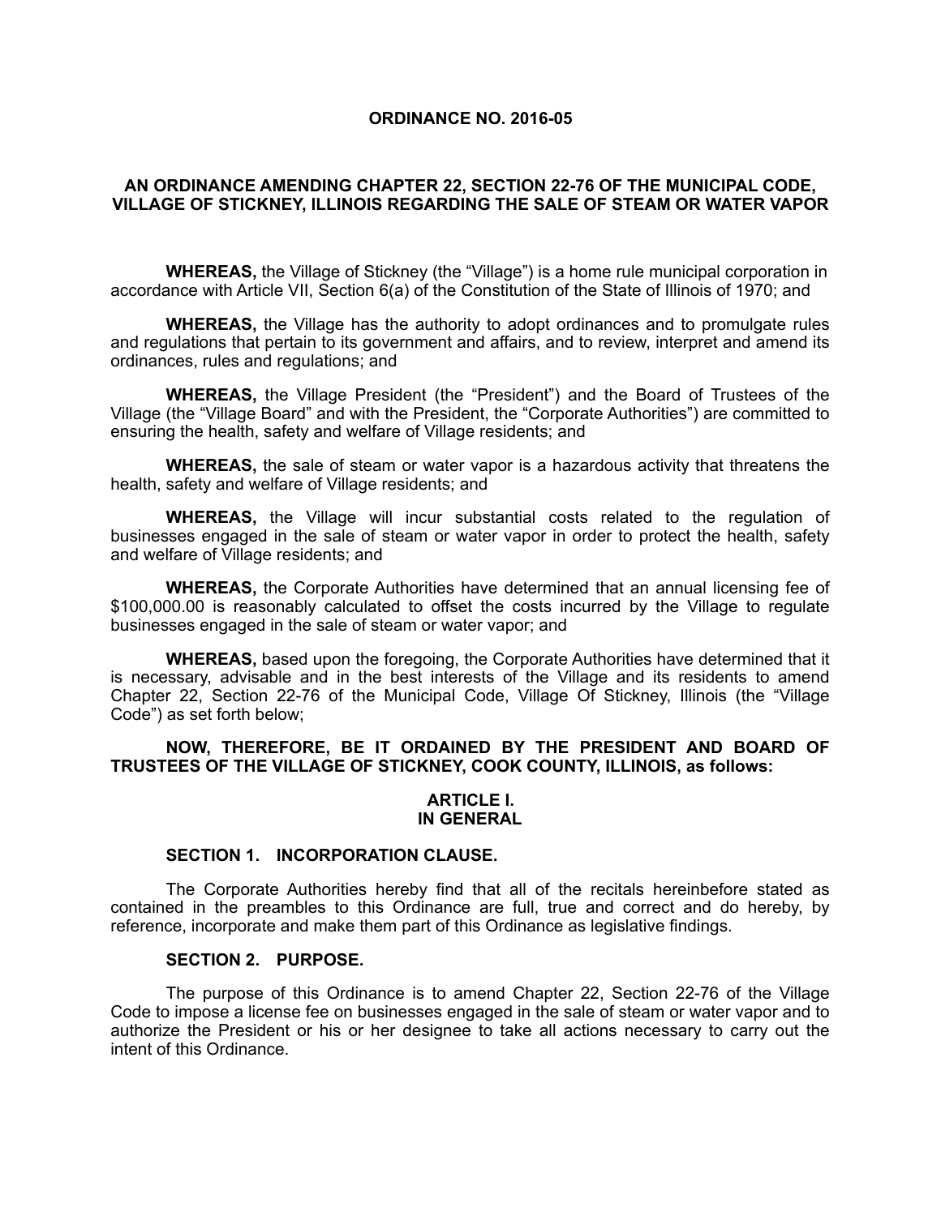**ORDINANCE NO. 2016-05**

**AN ORDINANCE AMENDING CHAPTER 22, SECTION 22-76 OF THE MUNICIPAL CODE, VILLAGE OF STICKNEY, ILLINOIS REGARDING THE SALE OF STEAM OR WATER VAPOR**

**WHEREAS,** the Village of Stickney (the "Village") is a home rule municipal corporation in accordance with Article VII, Section 6(a) of the Constitution of the State of Illinois of 1970; and

**WHEREAS,** the Village has the authority to adopt ordinances and to promulgate rules and regulations that pertain to its government and affairs, and to review, interpret and amend its ordinances, rules and regulations; and

**WHEREAS,** the Village President (the "President") and the Board of Trustees of the Village (the "Village Board" and with the President, the "Corporate Authorities") are committed to ensuring the health, safety and welfare of Village residents; and

**WHEREAS,** the sale of steam or water vapor is a hazardous activity that threatens the health, safety and welfare of Village residents; and

**WHEREAS,** the Village will incur substantial costs related to the regulation of businesses engaged in the sale of steam or water vapor in order to protect the health, safety and welfare of Village residents; and

**WHEREAS,** the Corporate Authorities have determined that an annual licensing fee of $100,000.00 is reasonably calculated to offset the costs incurred by the Village to regulate businesses engaged in the sale of steam or water vapor; and

**WHEREAS,** based upon the foregoing, the Corporate Authorities have determined that it is necessary, advisable and in the best interests of the Village and its residents to amend Chapter 22, Section 22-76 of the Municipal Code, Village Of Stickney, Illinois (the "Village Code") as set forth below;

**NOW, THEREFORE, BE IT ORDAINED BY THE PRESIDENT AND BOARD OF TRUSTEES OF THE VILLAGE OF STICKNEY, COOK COUNTY, ILLINOIS, as follows:**

**ARTICLE I.**
**IN GENERAL**

**SECTION 1. INCORPORATION CLAUSE.**

The Corporate Authorities hereby find that all of the recitals hereinbefore stated as contained in the preambles to this Ordinance are full, true and correct and do hereby, by reference, incorporate and make them part of this Ordinance as legislative findings.

**SECTION 2. PURPOSE.**

The purpose of this Ordinance is to amend Chapter 22, Section 22-76 of the Village Code to impose a license fee on businesses engaged in the sale of steam or water vapor and to authorize the President or his or her designee to take all actions necessary to carry out the intent of this Ordinance.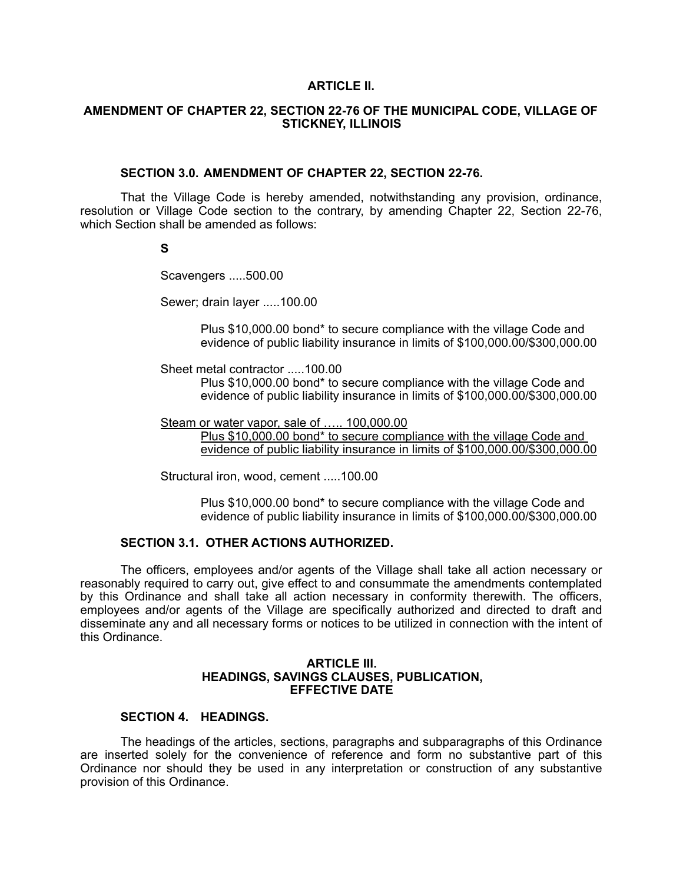**ARTICLE II.**

**AMENDMENT OF CHAPTER 22, SECTION 22-76 OF THE MUNICIPAL CODE, VILLAGE OF STICKNEY, ILLINOIS**

**SECTION 3.0. AMENDMENT OF CHAPTER 22, SECTION 22-76.**

That the Village Code is hereby amended, notwithstanding any provision, ordinance, resolution or Village Code section to the contrary, by amending Chapter 22, Section 22-76, which Section shall be amended as follows:

**S**

Scavengers .....500.00

Sewer; drain layer .....100.00

Plus $10,000.00 bond* to secure compliance with the village Code and evidence of public liability insurance in limits of $100,000.00/$300,000.00

Sheet metal contractor .....100.00
Plus $10,000.00 bond* to secure compliance with the village Code and evidence of public liability insurance in limits of $100,000.00/$300,000.00

<u>Steam or water vapor, sale of ….. 100,000.00</u>
<u>Plus $10,000.00 bond* to secure compliance with the village Code and evidence of public liability insurance in limits of $100,000.00/$300,000.00</u>

Structural iron, wood, cement .....100.00

Plus $10,000.00 bond* to secure compliance with the village Code and evidence of public liability insurance in limits of $100,000.00/$300,000.00

**SECTION 3.1. OTHER ACTIONS AUTHORIZED.**

The officers, employees and/or agents of the Village shall take all action necessary or reasonably required to carry out, give effect to and consummate the amendments contemplated by this Ordinance and shall take all action necessary in conformity therewith. The officers, employees and/or agents of the Village are specifically authorized and directed to draft and disseminate any and all necessary forms or notices to be utilized in connection with the intent of this Ordinance.

**ARTICLE III.**
**HEADINGS, SAVINGS CLAUSES, PUBLICATION, EFFECTIVE DATE**

**SECTION 4. HEADINGS.**

The headings of the articles, sections, paragraphs and subparagraphs of this Ordinance are inserted solely for the convenience of reference and form no substantive part of this Ordinance nor should they be used in any interpretation or construction of any substantive provision of this Ordinance.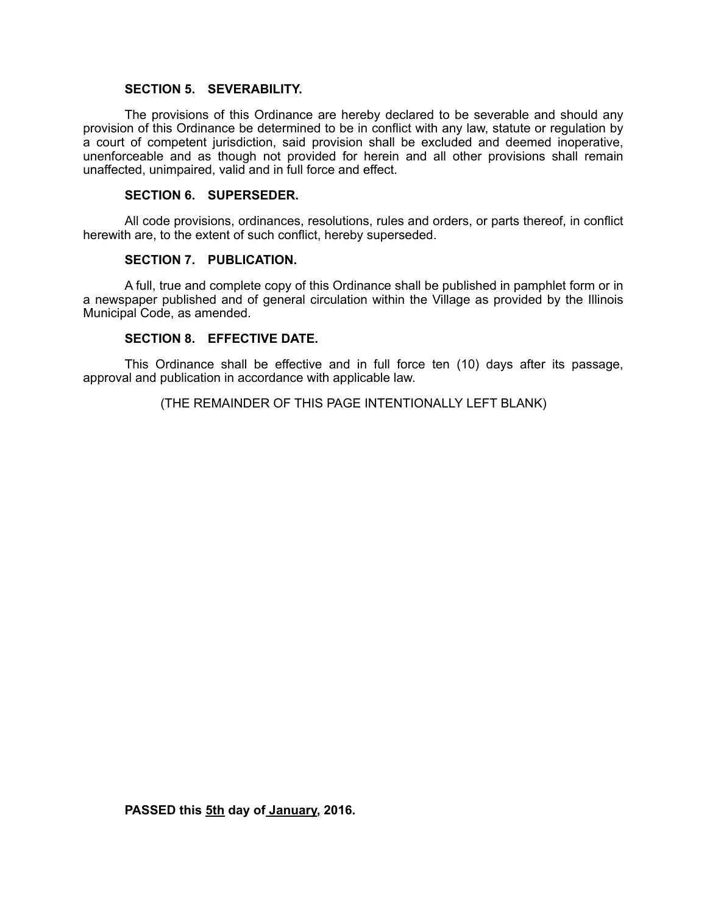**SECTION 5. SEVERABILITY.**

The provisions of this Ordinance are hereby declared to be severable and should any provision of this Ordinance be determined to be in conflict with any law, statute or regulation by a court of competent jurisdiction, said provision shall be excluded and deemed inoperative, unenforceable and as though not provided for herein and all other provisions shall remain unaffected, unimpaired, valid and in full force and effect.

**SECTION 6. SUPERSEDER.**

All code provisions, ordinances, resolutions, rules and orders, or parts thereof, in conflict herewith are, to the extent of such conflict, hereby superseded.

**SECTION 7. PUBLICATION.**

A full, true and complete copy of this Ordinance shall be published in pamphlet form or in a newspaper published and of general circulation within the Village as provided by the Illinois Municipal Code, as amended.

**SECTION 8. EFFECTIVE DATE.**

This Ordinance shall be effective and in full force ten (10) days after its passage, approval and publication in accordance with applicable law.

(THE REMAINDER OF THIS PAGE INTENTIONALLY LEFT BLANK)

**PASSED this 5th day of January, 2016.**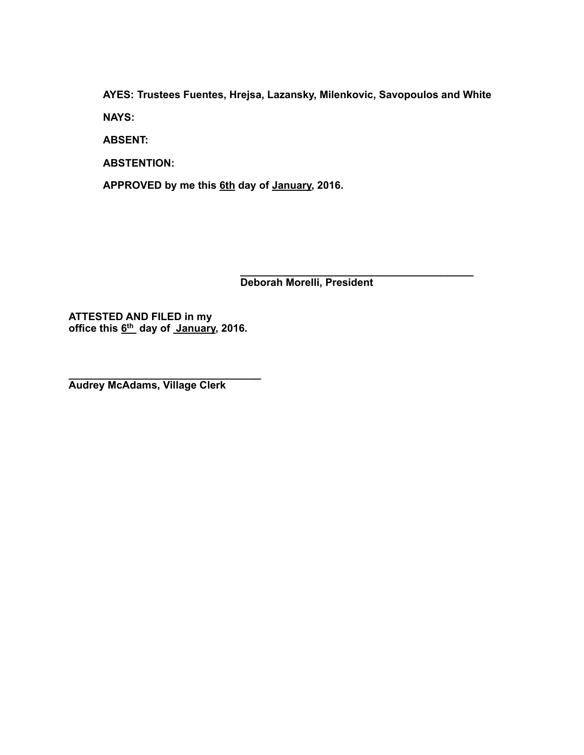**AYES: Trustees Fuentes, Hrejsa, Lazansky, Milenkovic, Savopoulos and White**

**NAYS:**

**ABSENT:**

**ABSTENTION:**

**APPROVED by me this 6th day of January, 2016.**

\_\_\_\_\_\_\_\_\_\_\_\_\_\_\_\_\_\_\_\_\_\_\_\_\_\_\_\_\_\_\_\_\_\_\_\_\_\_\_\_\_\_
**Deborah Morelli, President**

**ATTESTED AND FILED in my office this 6th day of January, 2016.**

\_\_\_\_\_\_\_\_\_\_\_\_\_\_\_\_\_\_\_\_\_\_\_\_\_\_\_\_\_\_\_\_\_\_\_
**Audrey McAdams, Village Clerk**